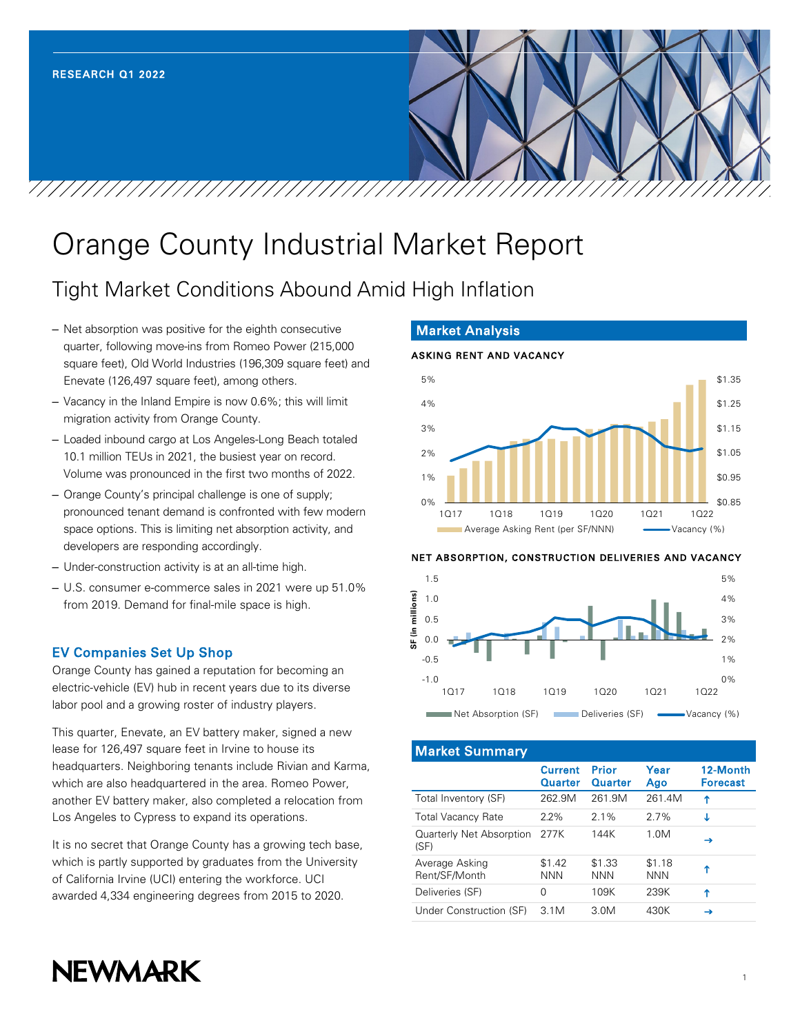RESEARCH Q1 2022

# Orange County Industrial Market Report

## Tight Market Conditions Abound Amid High Inflation

- Net absorption was positive for the eighth consecutive quarter, following move-ins from Romeo Power (215,000 square feet), Old World Industries (196,309 square feet) and Enevate (126,497 square feet), among others.
- Vacancy in the Inland Empire is now 0.6%; this will limit migration activity from Orange County.
- Loaded inbound cargo at Los Angeles-Long Beach totaled 10.1 million TEUs in 2021, the busiest year on record. Volume was pronounced in the first two months of 2022.
- Orange County's principal challenge is one of supply; pronounced tenant demand is confronted with few modern space options. This is limiting net absorption activity, and developers are responding accordingly.
- Under-construction activity is at an all-time high.
- U.S. consumer e-commerce sales in 2021 were up 51.0% from 2019. Demand for final-mile space is high.

### EV Companies Set Up Shop

Orange County has gained a reputation for becoming an electric-vehicle (EV) hub in recent years due to its diverse labor pool and a growing roster of industry players.

This quarter, Enevate, an EV battery maker, signed a new lease for 126,497 square feet in Irvine to house its headquarters. Neighboring tenants include Rivian and Karma, which are also headquartered in the area. Romeo Power, another EV battery maker, also completed a relocation from Los Angeles to Cypress to expand its operations.

It is no secret that Orange County has a growing tech base, which is partly supported by graduates from the University of California Irvine (UCI) entering the workforce. UCI awarded 4,334 engineering degrees from 2015 to 2020.

## Market Analysis

**ASKING RENT AND VACANCY**

Legend: Average Asking Rent (per SF/NNN); Vacancy (%)

**NET ABSORPTION, CONSTRUCTION DELIVERIES AND VACANCY**

Legend: Net Absorption (SF); Deliveries (SF); Vacancy (%)

## Market Summary

| | Current Quarter | Prior Quarter | Year Ago | 12-Month Forecast |
|---|---|---|---|---|
| Total Inventory (SF) | 262.9M | 261.9M | 261.4M | ↑ |
| Total Vacancy Rate | 2.2% | 2.1% | 2.7% | ↓ |
| Quarterly Net Absorption (SF) | 277K | 144K | 1.0M | → |
| Average Asking Rent/SF/Month | $1.42 NNN | $1.33 NNN | $1.18 NNN | ↑ |
| Deliveries (SF) | 0 | 109K | 239K | ↑ |
| Under Construction (SF) | 3.1M | 3.0M | 430K | → |

NEWMARK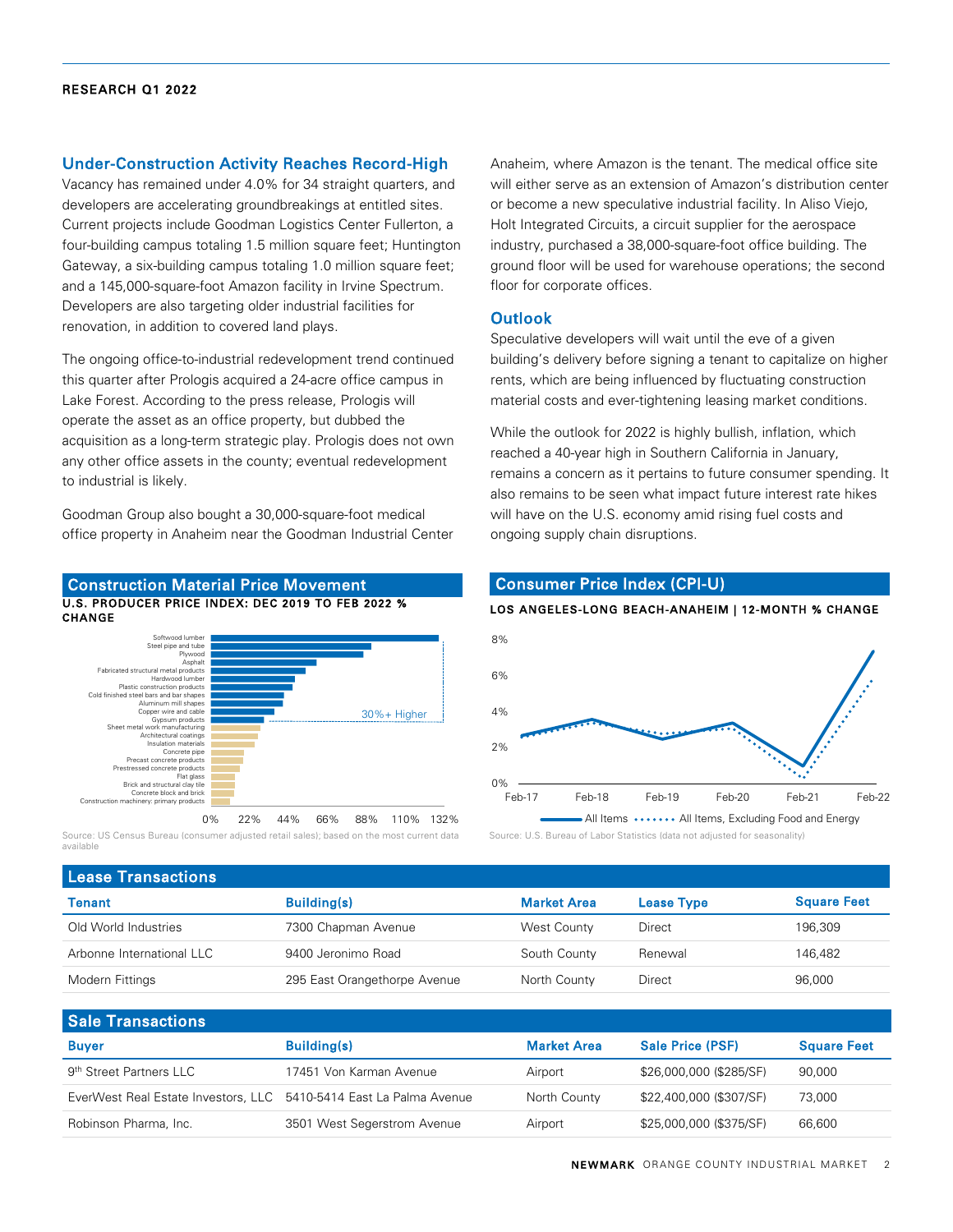## Under-Construction Activity Reaches Record-High

Vacancy has remained under 4.0% for 34 straight quarters, and developers are accelerating groundbreakings at entitled sites. Current projects include Goodman Logistics Center Fullerton, a four-building campus totaling 1.5 million square feet; Huntington Gateway, a six-building campus totaling 1.0 million square feet; and a 145,000-square-foot Amazon facility in Irvine Spectrum. Developers are also targeting older industrial facilities for renovation, in addition to covered land plays.

The ongoing office-to-industrial redevelopment trend continued this quarter after Prologis acquired a 24-acre office campus in Lake Forest. According to the press release, Prologis will operate the asset as an office property, but dubbed the acquisition as a long-term strategic play. Prologis does not own any other office assets in the county; eventual redevelopment to industrial is likely.

Goodman Group also bought a 30,000-square-foot medical office property in Anaheim near the Goodman Industrial Center Anaheim, where Amazon is the tenant. The medical office site will either serve as an extension of Amazon's distribution center or become a new speculative industrial facility. In Aliso Viejo, Holt Integrated Circuits, a circuit supplier for the aerospace industry, purchased a 38,000-square-foot office building. The ground floor will be used for warehouse operations; the second floor for corporate offices.

## Outlook

Speculative developers will wait until the eve of a given building's delivery before signing a tenant to capitalize on higher rents, which are being influenced by fluctuating construction material costs and ever-tightening leasing market conditions.

While the outlook for 2022 is highly bullish, inflation, which reached a 40-year high in Southern California in January, remains a concern as it pertains to future consumer spending. It also remains to be seen what impact future interest rate hikes will have on the U.S. economy amid rising fuel costs and ongoing supply chain disruptions.

### Construction Material Price Movement

**U.S. PRODUCER PRICE INDEX: DEC 2019 TO FEB 2022 % CHANGE**

Softwood lumber, Steel pipe and tube, Plywood, Asphalt, Fabricated structural metal products, Hardwood lumber, Plastic construction products, Cold finished steel bars and bar shapes, Aluminum mill shapes, Copper wire and cable, Gypsum products, Sheet metal work manufacturing, Architectural coatings, Insulation materials, Concrete pipe, Precast concrete products, Prestressed concrete products, Flat glass, Brick and structural clay tile, Concrete block and brick, Construction machinery: primary products

30%+ Higher

0% 22% 44% 66% 88% 110% 132%

Source: US Census Bureau (consumer adjusted retail sales); based on the most current data available

### Consumer Price Index (CPI-U)

**LOS ANGELES-LONG BEACH-ANAHEIM | 12-MONTH % CHANGE**

8%, 6%, 4%, 2%, 0%

Feb-17 Feb-18 Feb-19 Feb-20 Feb-21 Feb-22

All Items · All Items, Excluding Food and Energy

Source: U.S. Bureau of Labor Statistics (data not adjusted for seasonality)

### Lease Transactions

| Tenant | Building(s) | Market Area | Lease Type | Square Feet |
|---|---|---|---|---|
| Old World Industries | 7300 Chapman Avenue | West County | Direct | 196,309 |
| Arbonne International LLC | 9400 Jeronimo Road | South County | Renewal | 146,482 |
| Modern Fittings | 295 East Orangethorpe Avenue | North County | Direct | 96,000 |

### Sale Transactions

| Buyer | Building(s) | Market Area | Sale Price (PSF) | Square Feet |
|---|---|---|---|---|
| 9th Street Partners LLC | 17451 Von Karman Avenue | Airport | $26,000,000 ($285/SF) | 90,000 |
| EverWest Real Estate Investors, LLC | 5410-5414 East La Palma Avenue | North County | $22,400,000 ($307/SF) | 73,000 |
| Robinson Pharma, Inc. | 3501 West Segerstrom Avenue | Airport | $25,000,000 ($375/SF) | 66,600 |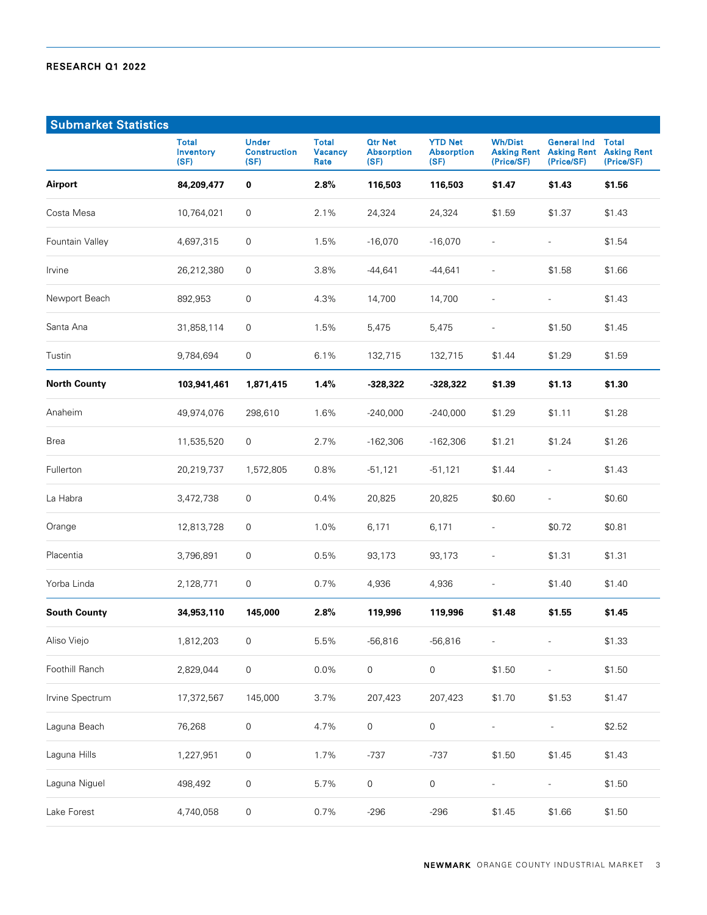RESEARCH Q1 2022

## Submarket Statistics

| | Total Inventory (SF) | Under Construction (SF) | Total Vacancy Rate | Qtr Net Absorption (SF) | YTD Net Absorption (SF) | Wh/Dist Asking Rent (Price/SF) | General Ind Asking Rent (Price/SF) | Total Asking Rent (Price/SF) |
|---|---|---|---|---|---|---|---|---|
| **Airport** | **84,209,477** | **0** | **2.8%** | **116,503** | **116,503** | **$1.47** | **$1.43** | **$1.56** |
| Costa Mesa | 10,764,021 | 0 | 2.1% | 24,324 | 24,324 | $1.59 | $1.37 | $1.43 |
| Fountain Valley | 4,697,315 | 0 | 1.5% | -16,070 | -16,070 | - | - | $1.54 |
| Irvine | 26,212,380 | 0 | 3.8% | -44,641 | -44,641 | - | $1.58 | $1.66 |
| Newport Beach | 892,953 | 0 | 4.3% | 14,700 | 14,700 | - | - | $1.43 |
| Santa Ana | 31,858,114 | 0 | 1.5% | 5,475 | 5,475 | - | $1.50 | $1.45 |
| Tustin | 9,784,694 | 0 | 6.1% | 132,715 | 132,715 | $1.44 | $1.29 | $1.59 |
| **North County** | **103,941,461** | **1,871,415** | **1.4%** | **-328,322** | **-328,322** | **$1.39** | **$1.13** | **$1.30** |
| Anaheim | 49,974,076 | 298,610 | 1.6% | -240,000 | -240,000 | $1.29 | $1.11 | $1.28 |
| Brea | 11,535,520 | 0 | 2.7% | -162,306 | -162,306 | $1.21 | $1.24 | $1.26 |
| Fullerton | 20,219,737 | 1,572,805 | 0.8% | -51,121 | -51,121 | $1.44 | - | $1.43 |
| La Habra | 3,472,738 | 0 | 0.4% | 20,825 | 20,825 | $0.60 | - | $0.60 |
| Orange | 12,813,728 | 0 | 1.0% | 6,171 | 6,171 | - | $0.72 | $0.81 |
| Placentia | 3,796,891 | 0 | 0.5% | 93,173 | 93,173 | - | $1.31 | $1.31 |
| Yorba Linda | 2,128,771 | 0 | 0.7% | 4,936 | 4,936 | - | $1.40 | $1.40 |
| **South County** | **34,953,110** | **145,000** | **2.8%** | **119,996** | **119,996** | **$1.48** | **$1.55** | **$1.45** |
| Aliso Viejo | 1,812,203 | 0 | 5.5% | -56,816 | -56,816 | - | - | $1.33 |
| Foothill Ranch | 2,829,044 | 0 | 0.0% | 0 | 0 | $1.50 | - | $1.50 |
| Irvine Spectrum | 17,372,567 | 145,000 | 3.7% | 207,423 | 207,423 | $1.70 | $1.53 | $1.47 |
| Laguna Beach | 76,268 | 0 | 4.7% | 0 | 0 | - | - | $2.52 |
| Laguna Hills | 1,227,951 | 0 | 1.7% | -737 | -737 | $1.50 | $1.45 | $1.43 |
| Laguna Niguel | 498,492 | 0 | 5.7% | 0 | 0 | - | - | $1.50 |
| Lake Forest | 4,740,058 | 0 | 0.7% | -296 | -296 | $1.45 | $1.66 | $1.50 |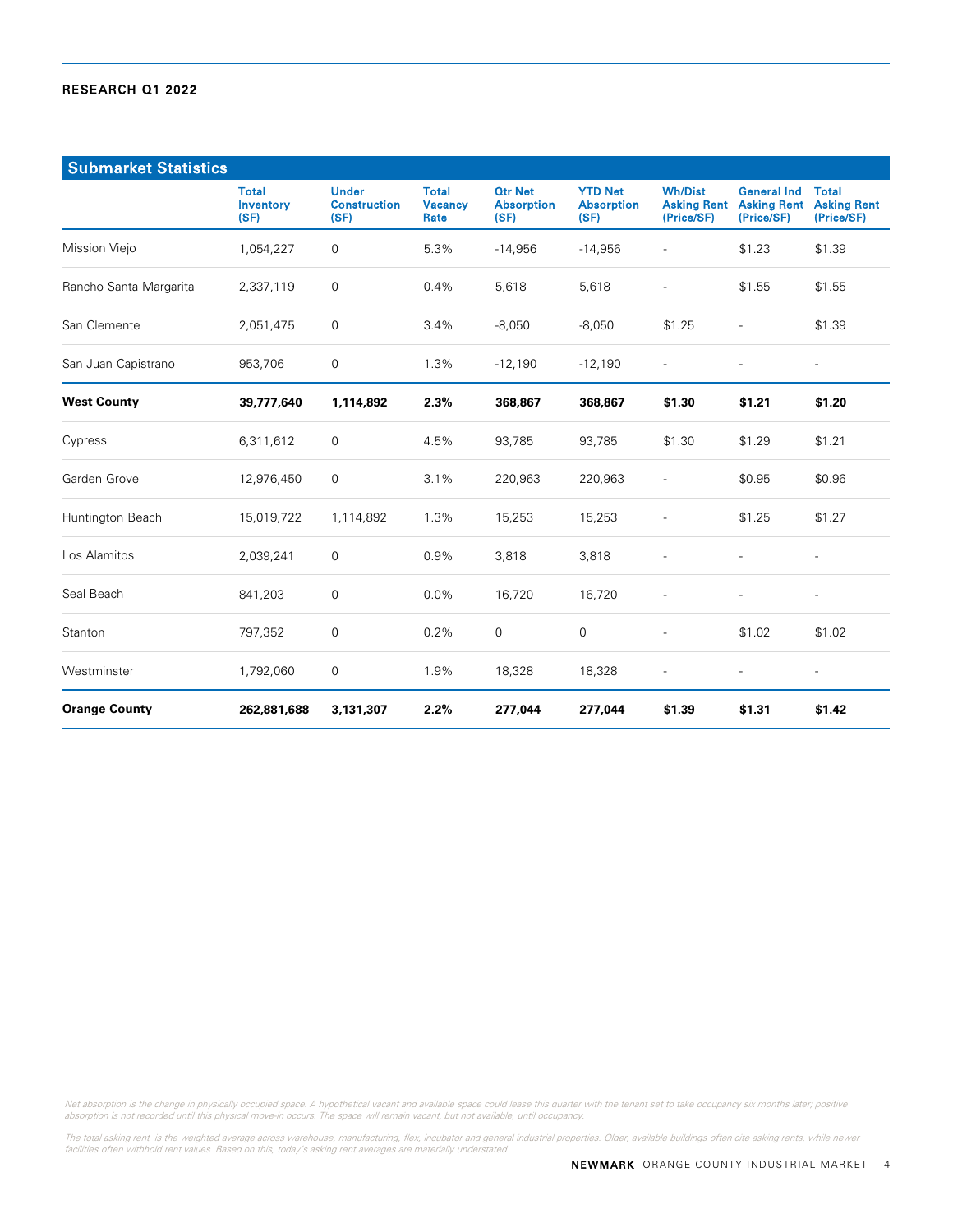## Submarket Statistics

| | Total Inventory (SF) | Under Construction (SF) | Total Vacancy Rate | Qtr Net Absorption (SF) | YTD Net Absorption (SF) | Wh/Dist Asking Rent (Price/SF) | General Ind Asking Rent (Price/SF) | Total Asking Rent (Price/SF) |
|---|---|---|---|---|---|---|---|---|
| Mission Viejo | 1,054,227 | 0 | 5.3% | -14,956 | -14,956 | - | $1.23 | $1.39 |
| Rancho Santa Margarita | 2,337,119 | 0 | 0.4% | 5,618 | 5,618 | - | $1.55 | $1.55 |
| San Clemente | 2,051,475 | 0 | 3.4% | -8,050 | -8,050 | $1.25 | - | $1.39 |
| San Juan Capistrano | 953,706 | 0 | 1.3% | -12,190 | -12,190 | - | - | - |
| **West County** | **39,777,640** | **1,114,892** | **2.3%** | **368,867** | **368,867** | **$1.30** | **$1.21** | **$1.20** |
| Cypress | 6,311,612 | 0 | 4.5% | 93,785 | 93,785 | $1.30 | $1.29 | $1.21 |
| Garden Grove | 12,976,450 | 0 | 3.1% | 220,963 | 220,963 | - | $0.95 | $0.96 |
| Huntington Beach | 15,019,722 | 1,114,892 | 1.3% | 15,253 | 15,253 | - | $1.25 | $1.27 |
| Los Alamitos | 2,039,241 | 0 | 0.9% | 3,818 | 3,818 | - | - | - |
| Seal Beach | 841,203 | 0 | 0.0% | 16,720 | 16,720 | - | - | - |
| Stanton | 797,352 | 0 | 0.2% | 0 | 0 | - | $1.02 | $1.02 |
| Westminster | 1,792,060 | 0 | 1.9% | 18,328 | 18,328 | - | - | - |
| **Orange County** | **262,881,688** | **3,131,307** | **2.2%** | **277,044** | **277,044** | **$1.39** | **$1.31** | **$1.42** |

*Net absorption is the change in physically occupied space. A hypothetical vacant and available space could lease this quarter with the tenant set to take occupancy six months later; positive absorption is not recorded until this physical move-in occurs. The space will remain vacant, but not available, until occupancy.*

*The total asking rent is the weighted average across warehouse, manufacturing, flex, incubator and general industrial properties. Older, available buildings often cite asking rents, while newer facilities often withhold rent values. Based on this, today's asking rent averages are materially understated.*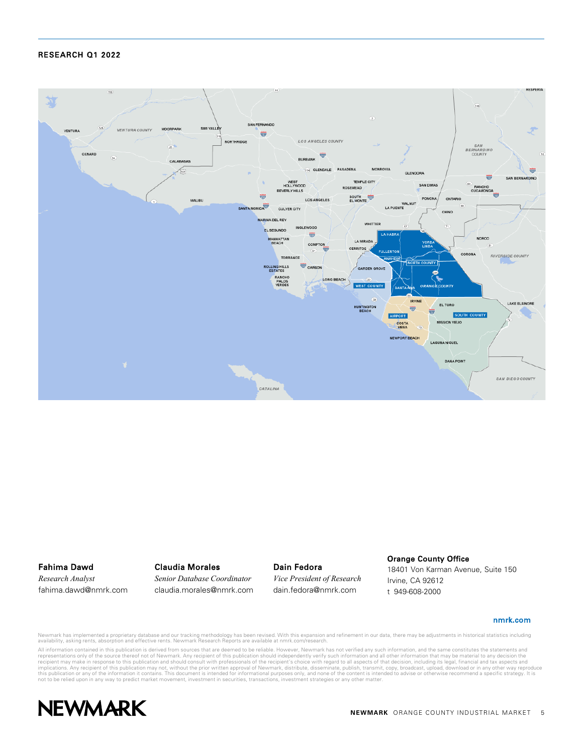**Fahima Dawd**
*Research Analyst*
fahima.dawd@nmrk.com

**Claudia Morales**
*Senior Database Coordinator*
claudia.morales@nmrk.com

**Dain Fedora**
*Vice President of Research*
dain.fedora@nmrk.com

**Orange County Office**
18401 Von Karman Avenue, Suite 150
Irvine, CA 92612
t 949-608-2000

**nmrk.com**

Newmark has implemented a proprietary database and our tracking methodology has been revised. With this expansion and refinement in our data, there may be adjustments in historical statistics including availability, asking rents, absorption and effective rents. Newmark Research Reports are available at nmrk.com/research.

All information contained in this publication is derived from sources that are deemed to be reliable. However, Newmark has not verified any such information, and the same constitutes the statements and representations only of the source thereof not of Newmark. Any recipient of this publication should independently verify such information and all other information that may be material to any decision the recipient may make in response to this publication and should consult with professionals of the recipient's choice with regard to all aspects of that decision, including its legal, financial and tax aspects and implications. Any recipient of this publication may not, without the prior written approval of Newmark, distribute, disseminate, publish, transmit, copy, broadcast, upload, download or in any other way reproduce this publication or any of the information it contains. This document is intended for informational purposes only, and none of the content is intended to advise or otherwise recommend a specific strategy. It is not to be relied upon in any way to predict market movement, investment in securities, transactions, investment strategies or any other matter.